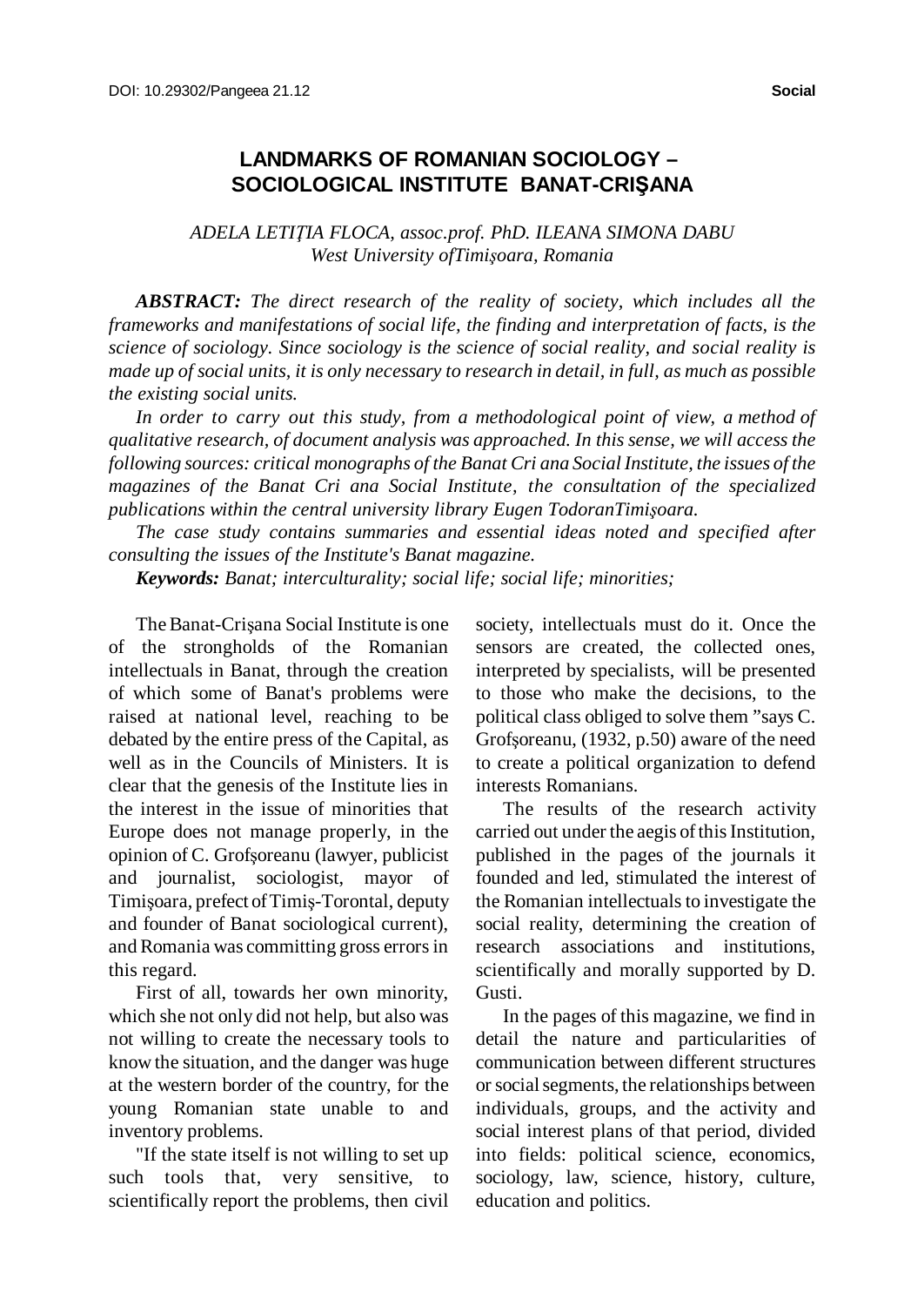DOI: 10.29302/Pangeea 21.12

**Social**

# LANDMARKS OF ROMANIAN SOCIOLOGY – SOCIOLOGICAL INSTITUTE BANAT-CRIŞANA

*ADELA LETIȚIA FLOCA, assoc.prof. PhD. ILEANA SIMONA DABU*
*West University ofTimişoara, Romania*

***ABSTRACT:*** *The direct research of the reality of society, which includes all the frameworks and manifestations of social life, the finding and interpretation of facts, is the science of sociology. Since sociology is the science of social reality, and social reality is made up of social units, it is only necessary to research in detail, in full, as much as possible the existing social units.*

*In order to carry out this study, from a methodological point of view, a method of qualitative research, of document analysis was approached. In this sense, we will access the following sources: critical monographs of the Banat Cri ana Social Institute, the issues of the magazines of the Banat Cri ana Social Institute, the consultation of the specialized publications within the central university library Eugen TodoranTimişoara.*

*The case study contains summaries and essential ideas noted and specified after consulting the issues of the Institute's Banat magazine.*

***Keywords:*** *Banat; interculturality; social life; social life; minorities;*

The Banat-Crișana Social Institute is one of the strongholds of the Romanian intellectuals in Banat, through the creation of which some of Banat's problems were raised at national level, reaching to be debated by the entire press of the Capital, as well as in the Councils of Ministers. It is clear that the genesis of the Institute lies in the interest in the issue of minorities that Europe does not manage properly, in the opinion of C. Grofşoreanu (lawyer, publicist and journalist, sociologist, mayor of Timişoara, prefect of Timiş-Torontal, deputy and founder of Banat sociological current), and Romania was committing gross errors in this regard.

First of all, towards her own minority, which she not only did not help, but also was not willing to create the necessary tools to know the situation, and the danger was huge at the western border of the country, for the young Romanian state unable to and inventory problems.

"If the state itself is not willing to set up such tools that, very sensitive, to scientifically report the problems, then civil society, intellectuals must do it. Once the sensors are created, the collected ones, interpreted by specialists, will be presented to those who make the decisions, to the political class obliged to solve them "says C. Grofşoreanu, (1932, p.50) aware of the need to create a political organization to defend interests Romanians.

The results of the research activity carried out under the aegis of this Institution, published in the pages of the journals it founded and led, stimulated the interest of the Romanian intellectuals to investigate the social reality, determining the creation of research associations and institutions, scientifically and morally supported by D. Gusti.

In the pages of this magazine, we find in detail the nature and particularities of communication between different structures or social segments, the relationships between individuals, groups, and the activity and social interest plans of that period, divided into fields: political science, economics, sociology, law, science, history, culture, education and politics.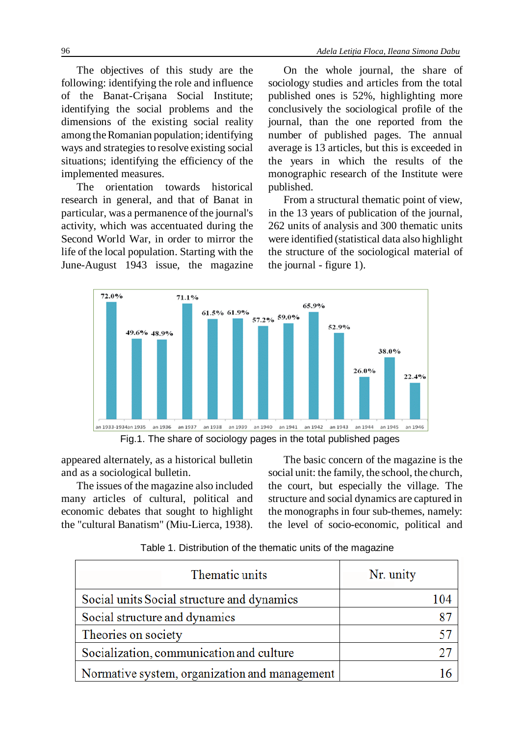The objectives of this study are the following: identifying the role and influence of the Banat-Crişana Social Institute; identifying the social problems and the dimensions of the existing social reality among the Romanian population; identifying ways and strategies to resolve existing social situations; identifying the efficiency of the implemented measures.

The orientation towards historical research in general, and that of Banat in particular, was a permanence of the journal's activity, which was accentuated during the Second World War, in order to mirror the life of the local population. Starting with the June-August 1943 issue, the magazine appeared alternately, as a historical bulletin and as a sociological bulletin.

The issues of the magazine also included many articles of cultural, political and economic debates that sought to highlight the "cultural Banatism" (Miu-Lierca, 1938).

On the whole journal, the share of sociology studies and articles from the total published ones is 52%, highlighting more conclusively the sociological profile of the journal, than the one reported from the number of published pages. The annual average is 13 articles, but this is exceeded in the years in which the results of the monographic research of the Institute were published.

From a structural thematic point of view, in the 13 years of publication of the journal, 262 units of analysis and 300 thematic units were identified (statistical data also highlight the structure of the sociological material of the journal - figure 1).

Fig.1. The share of sociology pages in the total published pages

The basic concern of the magazine is the social unit: the family, the school, the church, the court, but especially the village. The structure and social dynamics are captured in the monographs in four sub-themes, namely: the level of socio-economic, political and

Table 1. Distribution of the thematic units of the magazine

| Thematic units | Nr. unity |
|---|---|
| Social units Social structure and dynamics | 104 |
| Social structure and dynamics | 87 |
| Theories on society | 57 |
| Socialization, communication and culture | 27 |
| Normative system, organization and management | 16 |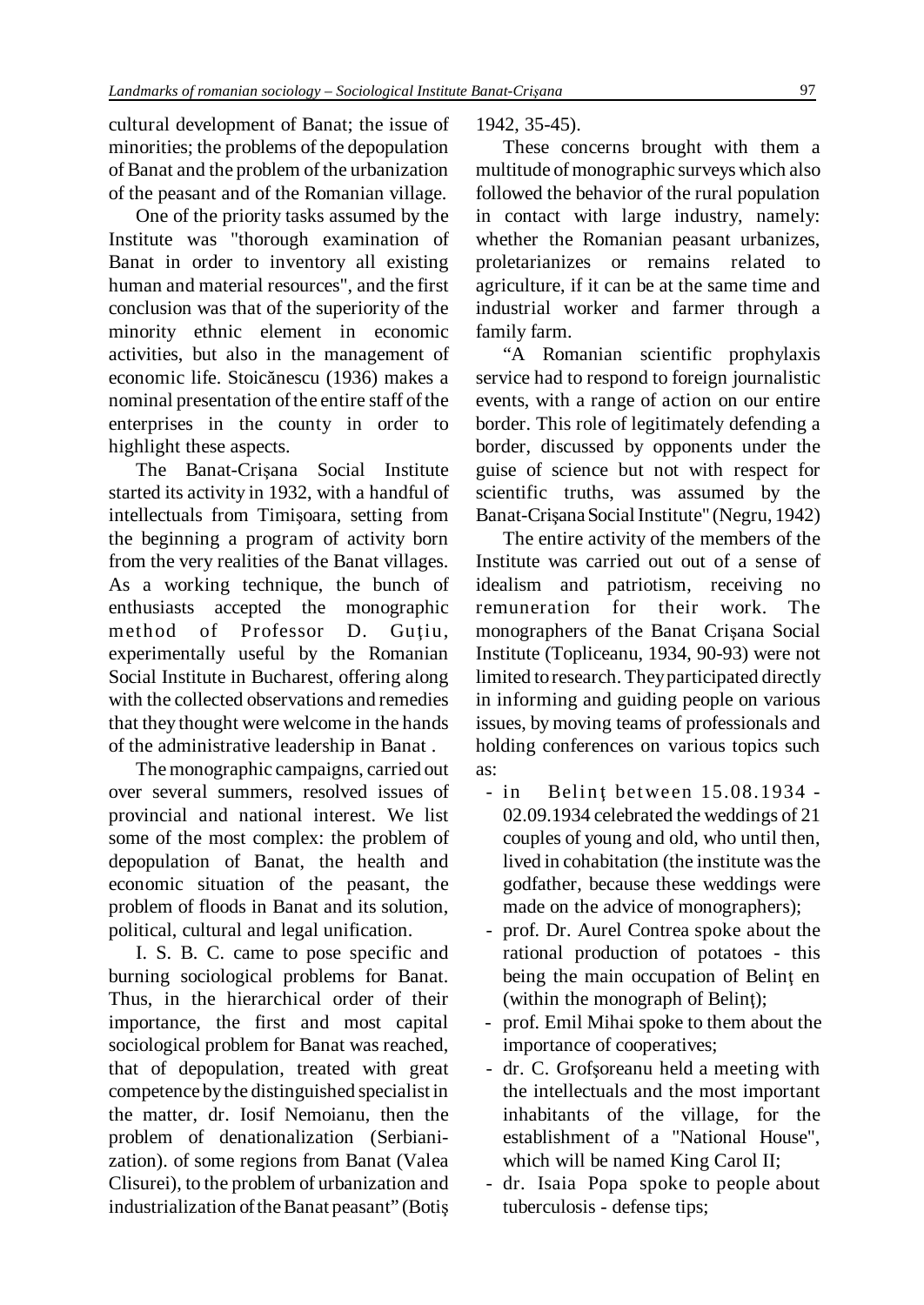cultural development of Banat; the issue of minorities; the problems of the depopulation of Banat and the problem of the urbanization of the peasant and of the Romanian village.

One of the priority tasks assumed by the Institute was "thorough examination of Banat in order to inventory all existing human and material resources", and the first conclusion was that of the superiority of the minority ethnic element in economic activities, but also in the management of economic life. Stoicănescu (1936) makes a nominal presentation of the entire staff of the enterprises in the county in order to highlight these aspects.

The Banat-Crişana Social Institute started its activity in 1932, with a handful of intellectuals from Timişoara, setting from the beginning a program of activity born from the very realities of the Banat villages. As a working technique, the bunch of enthusiasts accepted the monographic method of Professor D. Guţiu, experimentally useful by the Romanian Social Institute in Bucharest, offering along with the collected observations and remedies that they thought were welcome in the hands of the administrative leadership in Banat .

The monographic campaigns, carried out over several summers, resolved issues of provincial and national interest. We list some of the most complex: the problem of depopulation of Banat, the health and economic situation of the peasant, the problem of floods in Banat and its solution, political, cultural and legal unification.

I. S. B. C. came to pose specific and burning sociological problems for Banat. Thus, in the hierarchical order of their importance, the first and most capital sociological problem for Banat was reached, that of depopulation, treated with great competence by the distinguished specialist in the matter, dr. Iosif Nemoianu, then the problem of denationalization (Serbianization). of some regions from Banat (Valea Clisurei), to the problem of urbanization and industrialization of the Banat peasant" (Botiş 1942, 35-45).

These concerns brought with them a multitude of monographic surveys which also followed the behavior of the rural population in contact with large industry, namely: whether the Romanian peasant urbanizes, proletarianizes or remains related to agriculture, if it can be at the same time and industrial worker and farmer through a family farm.

"A Romanian scientific prophylaxis service had to respond to foreign journalistic events, with a range of action on our entire border. This role of legitimately defending a border, discussed by opponents under the guise of science but not with respect for scientific truths, was assumed by the Banat-Crişana Social Institute" (Negru, 1942)

The entire activity of the members of the Institute was carried out out of a sense of idealism and patriotism, receiving no remuneration for their work. The monographers of the Banat Crişana Social Institute (Topliceanu, 1934, 90-93) were not limited to research. They participated directly in informing and guiding people on various issues, by moving teams of professionals and holding conferences on various topics such as:

- in Belinţ between 15.08.1934 - 02.09.1934 celebrated the weddings of 21 couples of young and old, who until then, lived in cohabitation (the institute was the godfather, because these weddings were made on the advice of monographers);
- prof. Dr. Aurel Contrea spoke about the rational production of potatoes - this being the main occupation of Belinţ en (within the monograph of Belinţ);
- prof. Emil Mihai spoke to them about the importance of cooperatives;
- dr. C. Grofşoreanu held a meeting with the intellectuals and the most important inhabitants of the village, for the establishment of a "National House", which will be named King Carol II;
- dr. Isaia Popa spoke to people about tuberculosis - defense tips;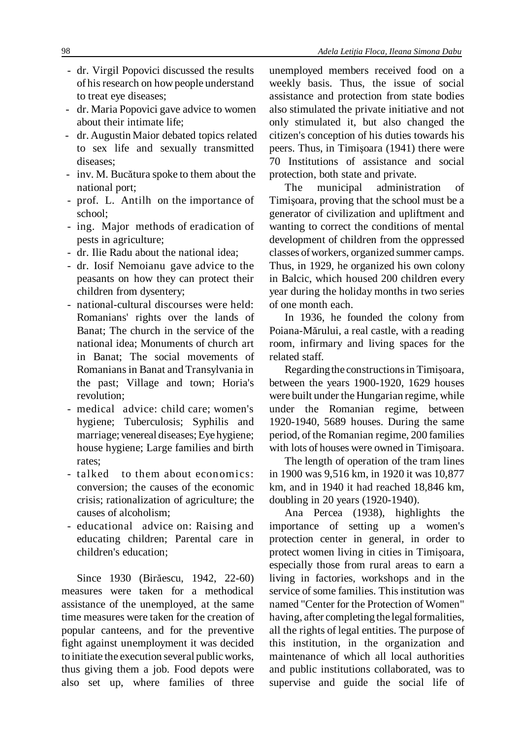- dr. Virgil Popovici discussed the results of his research on how people understand to treat eye diseases;
- dr. Maria Popovici gave advice to women about their intimate life;
- dr. Augustin Maior debated topics related to sex life and sexually transmitted diseases;
- inv. M. Bucătura spoke to them about the national port;
- prof. L. Antilh on the importance of school;
- ing. Major methods of eradication of pests in agriculture;
- dr. Ilie Radu about the national idea;
- dr. Iosif Nemoianu gave advice to the peasants on how they can protect their children from dysentery;
- national-cultural discourses were held: Romanians' rights over the lands of Banat; The church in the service of the national idea; Monuments of church art in Banat; The social movements of Romanians in Banat and Transylvania in the past; Village and town; Horia's revolution;
- medical advice: child care; women's hygiene; Tuberculosis; Syphilis and marriage; venereal diseases; Eye hygiene; house hygiene; Large families and birth rates;
- talked to them about economics: conversion; the causes of the economic crisis; rationalization of agriculture; the causes of alcoholism;
- educational advice on: Raising and educating children; Parental care in children's education;

Since 1930 (Birăescu, 1942, 22-60) measures were taken for a methodical assistance of the unemployed, at the same time measures were taken for the creation of popular canteens, and for the preventive fight against unemployment it was decided to initiate the execution several public works, thus giving them a job. Food depots were also set up, where families of three unemployed members received food on a weekly basis. Thus, the issue of social assistance and protection from state bodies also stimulated the private initiative and not only stimulated it, but also changed the citizen's conception of his duties towards his peers. Thus, in Timişoara (1941) there were 70 Institutions of assistance and social protection, both state and private.

The municipal administration of Timişoara, proving that the school must be a generator of civilization and upliftment and wanting to correct the conditions of mental development of children from the oppressed classes of workers, organized summer camps. Thus, in 1929, he organized his own colony in Balcic, which housed 200 children every year during the holiday months in two series of one month each.

In 1936, he founded the colony from Poiana-Mărului, a real castle, with a reading room, infirmary and living spaces for the related staff.

Regarding the constructions in Timişoara, between the years 1900-1920, 1629 houses were built under the Hungarian regime, while under the Romanian regime, between 1920-1940, 5689 houses. During the same period, of the Romanian regime, 200 families with lots of houses were owned in Timişoara.

The length of operation of the tram lines in 1900 was 9,516 km, in 1920 it was 10,877 km, and in 1940 it had reached 18,846 km, doubling in 20 years (1920-1940).

Ana Percea (1938), highlights the importance of setting up a women's protection center in general, in order to protect women living in cities in Timişoara, especially those from rural areas to earn a living in factories, workshops and in the service of some families. This institution was named "Center for the Protection of Women" having, after completing the legal formalities, all the rights of legal entities. The purpose of this institution, in the organization and maintenance of which all local authorities and public institutions collaborated, was to supervise and guide the social life of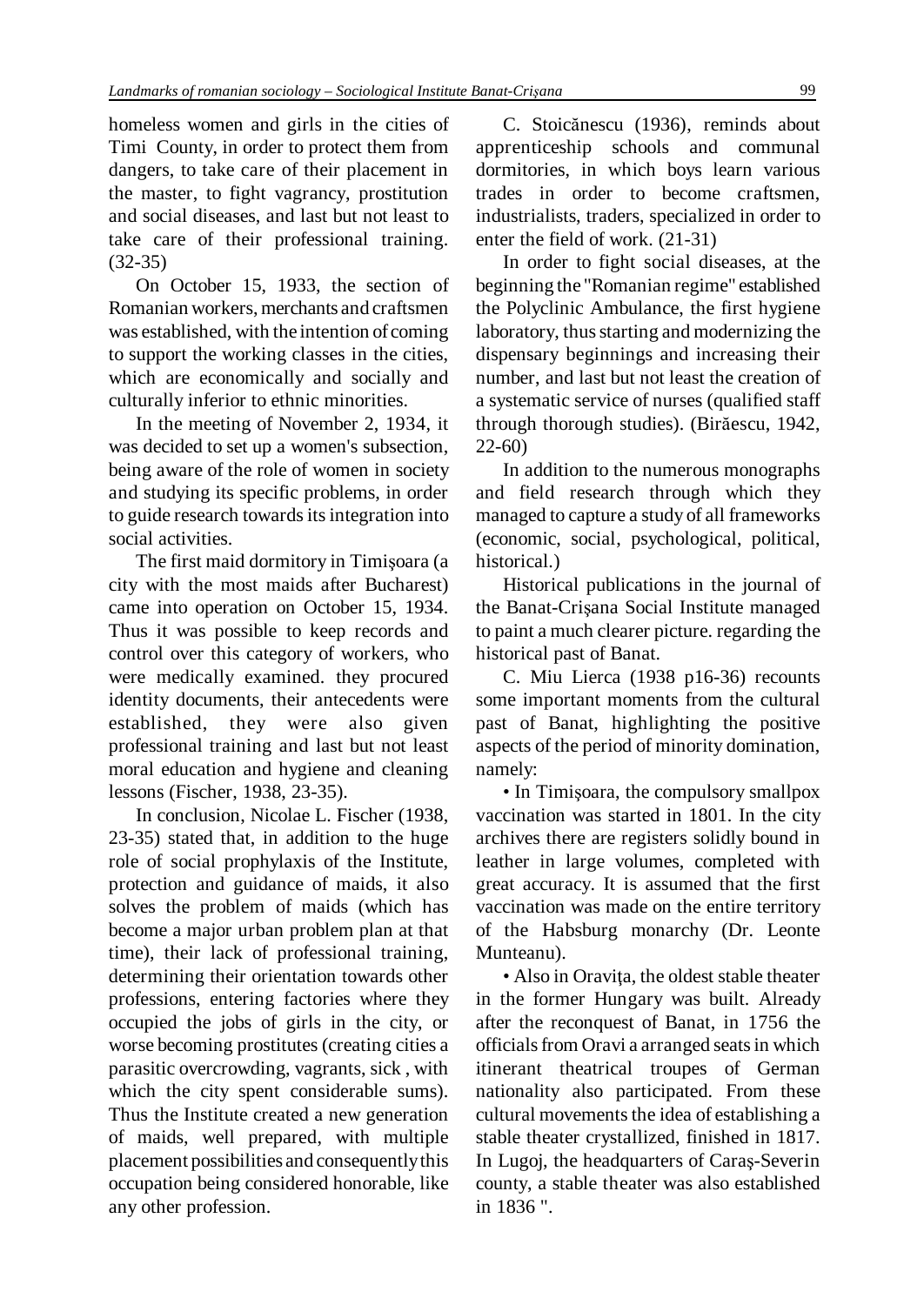homeless women and girls in the cities of Timi County, in order to protect them from dangers, to take care of their placement in the master, to fight vagrancy, prostitution and social diseases, and last but not least to take care of their professional training. (32-35)

On October 15, 1933, the section of Romanian workers, merchants and craftsmen was established, with the intention of coming to support the working classes in the cities, which are economically and socially and culturally inferior to ethnic minorities.

In the meeting of November 2, 1934, it was decided to set up a women's subsection, being aware of the role of women in society and studying its specific problems, in order to guide research towards its integration into social activities.

The first maid dormitory in Timişoara (a city with the most maids after Bucharest) came into operation on October 15, 1934. Thus it was possible to keep records and control over this category of workers, who were medically examined. they procured identity documents, their antecedents were established, they were also given professional training and last but not least moral education and hygiene and cleaning lessons (Fischer, 1938, 23-35).

In conclusion, Nicolae L. Fischer (1938, 23-35) stated that, in addition to the huge role of social prophylaxis of the Institute, protection and guidance of maids, it also solves the problem of maids (which has become a major urban problem plan at that time), their lack of professional training, determining their orientation towards other professions, entering factories where they occupied the jobs of girls in the city, or worse becoming prostitutes (creating cities a parasitic overcrowding, vagrants, sick , with which the city spent considerable sums). Thus the Institute created a new generation of maids, well prepared, with multiple placement possibilities and consequently this occupation being considered honorable, like any other profession.

C. Stoicănescu (1936), reminds about apprenticeship schools and communal dormitories, in which boys learn various trades in order to become craftsmen, industrialists, traders, specialized in order to enter the field of work. (21-31)

In order to fight social diseases, at the beginning the "Romanian regime" established the Polyclinic Ambulance, the first hygiene laboratory, thus starting and modernizing the dispensary beginnings and increasing their number, and last but not least the creation of a systematic service of nurses (qualified staff through thorough studies). (Birăescu, 1942, 22-60)

In addition to the numerous monographs and field research through which they managed to capture a study of all frameworks (economic, social, psychological, political, historical.)

Historical publications in the journal of the Banat-Crişana Social Institute managed to paint a much clearer picture. regarding the historical past of Banat.

C. Miu Lierca (1938 p16-36) recounts some important moments from the cultural past of Banat, highlighting the positive aspects of the period of minority domination, namely:

- In Timişoara, the compulsory smallpox vaccination was started in 1801. In the city archives there are registers solidly bound in leather in large volumes, completed with great accuracy. It is assumed that the first vaccination was made on the entire territory of the Habsburg monarchy (Dr. Leonte Munteanu).
- Also in Oraviţa, the oldest stable theater in the former Hungary was built. Already after the reconquest of Banat, in 1756 the officials from Oravi a arranged seats in which itinerant theatrical troupes of German nationality also participated. From these cultural movements the idea of establishing a stable theater crystallized, finished in 1817. In Lugoj, the headquarters of Caraş-Severin county, a stable theater was also established in 1836 ".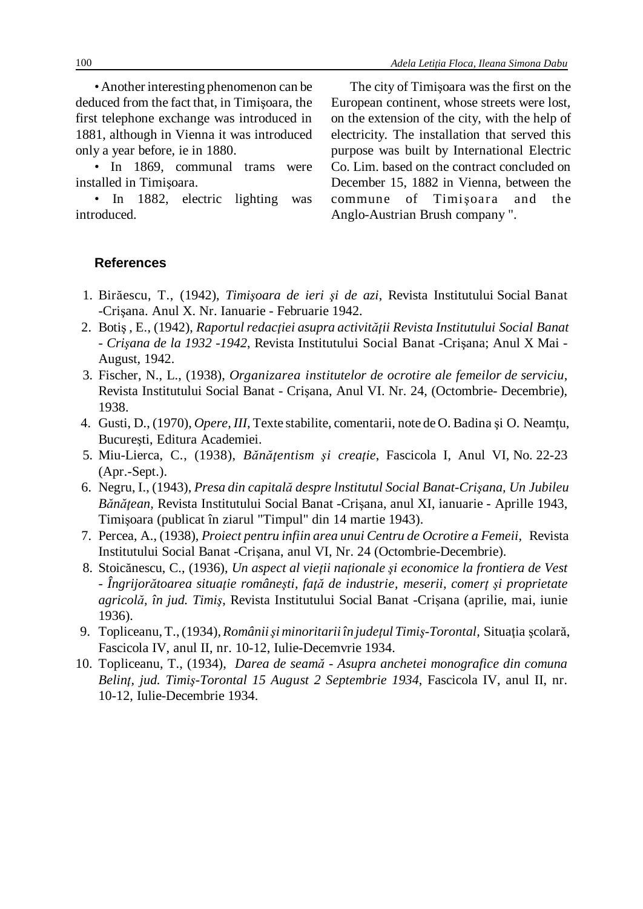• Another interesting phenomenon can be deduced from the fact that, in Timişoara, the first telephone exchange was introduced in 1881, although in Vienna it was introduced only a year before, ie in 1880.

• In 1869, communal trams were installed in Timişoara.

• In 1882, electric lighting was introduced.

The city of Timişoara was the first on the European continent, whose streets were lost, on the extension of the city, with the help of electricity. The installation that served this purpose was built by International Electric Co. Lim. based on the contract concluded on December 15, 1882 in Vienna, between the commune of Timişoara and the Anglo-Austrian Brush company ".

## References

1. Birăescu, T., (1942), *Timişoara de ieri şi de azi*, Revista Institutului Social Banat -Crişana. Anul X. Nr. Ianuarie - Februarie 1942.
2. Botiş , E., (1942), *Raportul redacţiei asupra activităţii Revista Institutului Social Banat - Crişana de la 1932 -1942*, Revista Institutului Social Banat -Crişana; Anul X Mai - August, 1942.
3. Fischer, N., L., (1938), *Organizarea institutelor de ocrotire ale femeilor de serviciu*, Revista Institutului Social Banat - Crișana, Anul VI. Nr. 24, (Octombrie- Decembrie), 1938.
4. Gusti, D., (1970), *Opere, III*, Texte stabilite, comentarii, note de O. Badina şi O. Neamţu, Bucureşti, Editura Academiei.
5. Miu-Lierca, C., (1938), *Bănăţentism şi creaţie*, Fascicola I, Anul VI, No. 22-23 (Apr.-Sept.).
6. Negru, I., (1943), *Presa din capitală despre lnstitutul Social Banat-Crişana, Un Jubileu Bănăţean*, Revista Institutului Social Banat -Crişana, anul XI, ianuarie - Aprille 1943, Timişoara (publicat în ziarul "Timpul" din 14 martie 1943).
7. Percea, A., (1938), *Proiect pentru infiin area unui Centru de Ocrotire a Femeii*, Revista Institutului Social Banat -Crişana, anul VI, Nr. 24 (Octombrie-Decembrie).
8. Stoicănescu, C., (1936), *Un aspect al vieţii naţionale şi economice la frontiera de Vest - Îngrijorătoarea situaţie româneşti, faţă de industrie, meserii, comerţ şi proprietate agricolă, în jud. Timiş*, Revista Institutului Social Banat -Crişana (aprilie, mai, iunie 1936).
9. Topliceanu, T., (1934), *Românii şi minoritarii în judeţul Timiş-Torontal*, Situaţia şcolară, Fascicola IV, anul II, nr. 10-12, Iulie-Decemvrie 1934.
10. Topliceanu, T., (1934), *Darea de seamă - Asupra anchetei monografice din comuna Belinţ, jud. Timiş-Torontal 15 August 2 Septembrie 1934*, Fascicola IV, anul II, nr. 10-12, Iulie-Decembrie 1934.